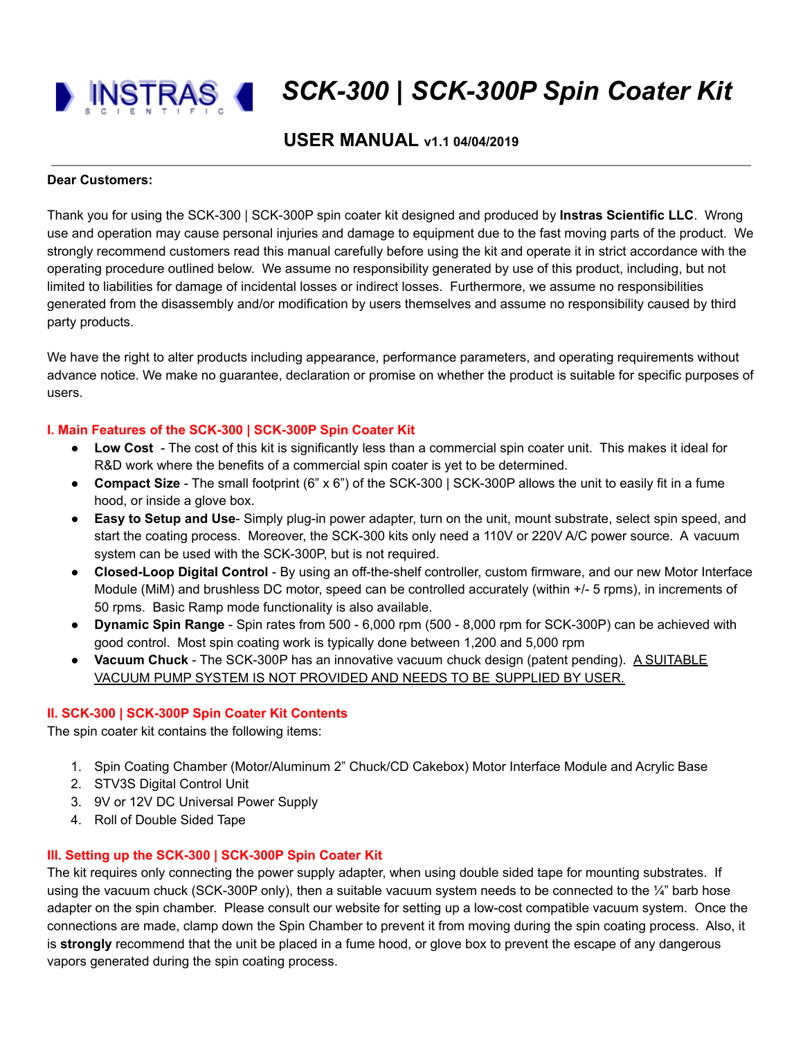# INSTRAS SCIENTIFIC — SCK-300 | SCK-300P Spin Coater Kit

## USER MANUAL v1.1 04/04/2019

**Dear Customers:**

Thank you for using the SCK-300 | SCK-300P spin coater kit designed and produced by **Instras Scientific LLC**. Wrong use and operation may cause personal injuries and damage to equipment due to the fast moving parts of the product. We strongly recommend customers read this manual carefully before using the kit and operate it in strict accordance with the operating procedure outlined below. We assume no responsibility generated by use of this product, including, but not limited to liabilities for damage of incidental losses or indirect losses. Furthermore, we assume no responsibilities generated from the disassembly and/or modification by users themselves and assume no responsibility caused by third party products.

We have the right to alter products including appearance, performance parameters, and operating requirements without advance notice. We make no guarantee, declaration or promise on whether the product is suitable for specific purposes of users.

### I. Main Features of the SCK-300 | SCK-300P Spin Coater Kit

- **Low Cost** - The cost of this kit is significantly less than a commercial spin coater unit. This makes it ideal for R&D work where the benefits of a commercial spin coater is yet to be determined.
- **Compact Size** - The small footprint (6" x 6") of the SCK-300 | SCK-300P allows the unit to easily fit in a fume hood, or inside a glove box.
- **Easy to Setup and Use**- Simply plug-in power adapter, turn on the unit, mount substrate, select spin speed, and start the coating process. Moreover, the SCK-300 kits only need a 110V or 220V A/C power source. A vacuum system can be used with the SCK-300P, but is not required.
- **Closed-Loop Digital Control** - By using an off-the-shelf controller, custom firmware, and our new Motor Interface Module (MiM) and brushless DC motor, speed can be controlled accurately (within +/- 5 rpms), in increments of 50 rpms. Basic Ramp mode functionality is also available.
- **Dynamic Spin Range** - Spin rates from 500 - 6,000 rpm (500 - 8,000 rpm for SCK-300P) can be achieved with good control. Most spin coating work is typically done between 1,200 and 5,000 rpm
- **Vacuum Chuck** - The SCK-300P has an innovative vacuum chuck design (patent pending). A SUITABLE VACUUM PUMP SYSTEM IS NOT PROVIDED AND NEEDS TO BE SUPPLIED BY USER.

### II. SCK-300 | SCK-300P Spin Coater Kit Contents

The spin coater kit contains the following items:

1. Spin Coating Chamber (Motor/Aluminum 2" Chuck/CD Cakebox) Motor Interface Module and Acrylic Base
2. STV3S Digital Control Unit
3. 9V or 12V DC Universal Power Supply
4. Roll of Double Sided Tape

### III. Setting up the SCK-300 | SCK-300P Spin Coater Kit

The kit requires only connecting the power supply adapter, when using double sided tape for mounting substrates. If using the vacuum chuck (SCK-300P only), then a suitable vacuum system needs to be connected to the ¼" barb hose adapter on the spin chamber. Please consult our website for setting up a low-cost compatible vacuum system. Once the connections are made, clamp down the Spin Chamber to prevent it from moving during the spin coating process. Also, it is **strongly** recommend that the unit be placed in a fume hood, or glove box to prevent the escape of any dangerous vapors generated during the spin coating process.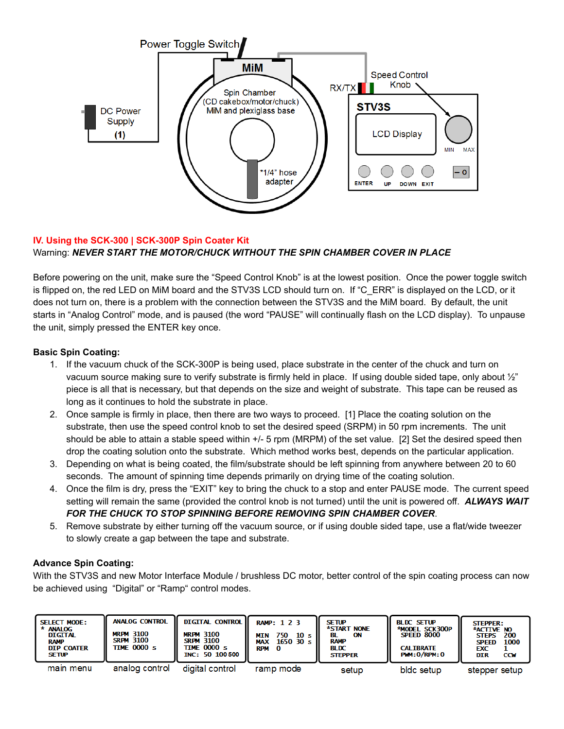Power Toggle Switch

DC Power Supply (1)

MiM

Spin Chamber (CD cakebox/motor/chuck) MiM and plexiglass base

*1/4" hose adapter

RX/TX

Speed Control Knob

STV3S

LCD Display

MIN MAX

ENTER UP DOWN EXIT

## IV. Using the SCK-300 | SCK-300P Spin Coater Kit

Warning: ***NEVER START THE MOTOR/CHUCK WITHOUT THE SPIN CHAMBER COVER IN PLACE***

Before powering on the unit, make sure the "Speed Control Knob" is at the lowest position. Once the power toggle switch is flipped on, the red LED on MiM board and the STV3S LCD should turn on. If "C_ERR" is displayed on the LCD, or it does not turn on, there is a problem with the connection between the STV3S and the MiM board. By default, the unit starts in "Analog Control" mode, and is paused (the word "PAUSE" will continually flash on the LCD display). To unpause the unit, simply pressed the ENTER key once.

**Basic Spin Coating:**

1. If the vacuum chuck of the SCK-300P is being used, place substrate in the center of the chuck and turn on vacuum source making sure to verify substrate is firmly held in place. If using double sided tape, only about ½" piece is all that is necessary, but that depends on the size and weight of substrate. This tape can be reused as long as it continues to hold the substrate in place.
2. Once sample is firmly in place, then there are two ways to proceed. [1] Place the coating solution on the substrate, then use the speed control knob to set the desired speed (SRPM) in 50 rpm increments. The unit should be able to attain a stable speed within +/- 5 rpm (MRPM) of the set value. [2] Set the desired speed then drop the coating solution onto the substrate. Which method works best, depends on the particular application.
3. Depending on what is being coated, the film/substrate should be left spinning from anywhere between 20 to 60 seconds. The amount of spinning time depends primarily on drying time of the coating solution.
4. Once the film is dry, press the "EXIT" key to bring the chuck to a stop and enter PAUSE mode. The current speed setting will remain the same (provided the control knob is not turned) until the unit is powered off. ***ALWAYS WAIT FOR THE CHUCK TO STOP SPINNING BEFORE REMOVING SPIN CHAMBER COVER***.
5. Remove substrate by either turning off the vacuum source, or if using double sided tape, use a flat/wide tweezer to slowly create a gap between the tape and substrate.

**Advance Spin Coating:**

With the STV3S and new Motor Interface Module / brushless DC motor, better control of the spin coating process can now be achieved using "Digital" or "Ramp" control modes.

```
SELECT MODE:
* ANALOG
  DIGITAL
  RAMP
  DIP COATER
  SETUP
```
main menu

```
ANALOG CONTROL

MRPM 3100
SRPM 3100
TIME 0000 s
```
analog control

```
DIGITAL CONTROL

MRPM 3100
SRPM 3100
TIME 0000 s
INC: 50 100 500
```
digital control

```
RAMP: 1 2 3

MIN  750   10 s
MAX  1650  30 s
RPM  0
```
ramp mode

```
SETUP
*START NONE
 BL    ON
 RAMP
 BLDC
 STEPPER
```
setup

```
BLDC SETUP
*MODEL SCK300P
 SPEED 8000

 CALIBRATE
 PWM:0/RPM:0
```
bldc setup

```
STEPPER:
*ACTIVE NO
 STEPS  200
 SPEED  1000
 EXC    1
 DIR    CCW
```
stepper setup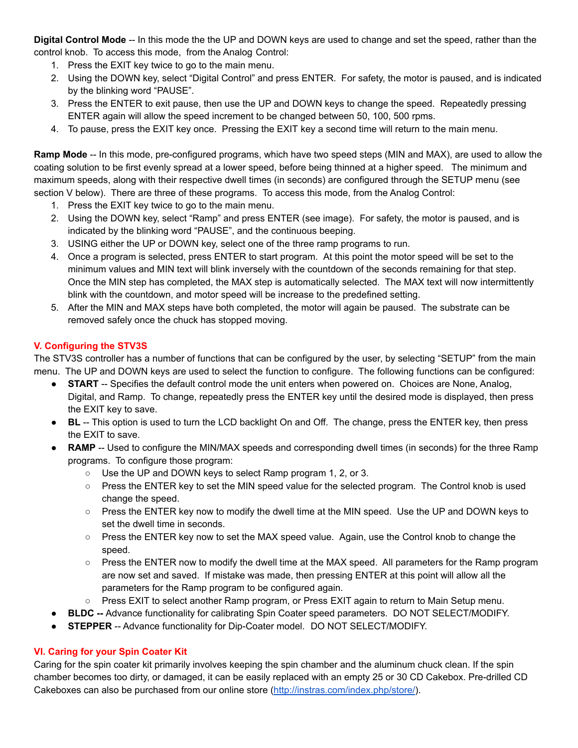**Digital Control Mode** -- In this mode the the UP and DOWN keys are used to change and set the speed, rather than the control knob. To access this mode, from the Analog Control:

1. Press the EXIT key twice to go to the main menu.
2. Using the DOWN key, select "Digital Control" and press ENTER. For safety, the motor is paused, and is indicated by the blinking word "PAUSE".
3. Press the ENTER to exit pause, then use the UP and DOWN keys to change the speed. Repeatedly pressing ENTER again will allow the speed increment to be changed between 50, 100, 500 rpms.
4. To pause, press the EXIT key once. Pressing the EXIT key a second time will return to the main menu.

**Ramp Mode** -- In this mode, pre-configured programs, which have two speed steps (MIN and MAX), are used to allow the coating solution to be first evenly spread at a lower speed, before being thinned at a higher speed. The minimum and maximum speeds, along with their respective dwell times (in seconds) are configured through the SETUP menu (see section V below). There are three of these programs. To access this mode, from the Analog Control:

1. Press the EXIT key twice to go to the main menu.
2. Using the DOWN key, select "Ramp" and press ENTER (see image). For safety, the motor is paused, and is indicated by the blinking word "PAUSE", and the continuous beeping.
3. USING either the UP or DOWN key, select one of the three ramp programs to run.
4. Once a program is selected, press ENTER to start program. At this point the motor speed will be set to the minimum values and MIN text will blink inversely with the countdown of the seconds remaining for that step. Once the MIN step has completed, the MAX step is automatically selected. The MAX text will now intermittently blink with the countdown, and motor speed will be increase to the predefined setting.
5. After the MIN and MAX steps have both completed, the motor will again be paused. The substrate can be removed safely once the chuck has stopped moving.

## V. Configuring the STV3S

The STV3S controller has a number of functions that can be configured by the user, by selecting "SETUP" from the main menu. The UP and DOWN keys are used to select the function to configure. The following functions can be configured:

- **START** -- Specifies the default control mode the unit enters when powered on. Choices are None, Analog, Digital, and Ramp. To change, repeatedly press the ENTER key until the desired mode is displayed, then press the EXIT key to save.
- **BL** -- This option is used to turn the LCD backlight On and Off. The change, press the ENTER key, then press the EXIT to save.
- **RAMP** -- Used to configure the MIN/MAX speeds and corresponding dwell times (in seconds) for the three Ramp programs. To configure those program:
  - Use the UP and DOWN keys to select Ramp program 1, 2, or 3.
  - Press the ENTER key to set the MIN speed value for the selected program. The Control knob is used change the speed.
  - Press the ENTER key now to modify the dwell time at the MIN speed. Use the UP and DOWN keys to set the dwell time in seconds.
  - Press the ENTER key now to set the MAX speed value. Again, use the Control knob to change the speed.
  - Press the ENTER now to modify the dwell time at the MAX speed. All parameters for the Ramp program are now set and saved. If mistake was made, then pressing ENTER at this point will allow all the parameters for the Ramp program to be configured again.
  - Press EXIT to select another Ramp program, or Press EXIT again to return to Main Setup menu.
- **BLDC --** Advance functionality for calibrating Spin Coater speed parameters. DO NOT SELECT/MODIFY.
- **STEPPER** -- Advance functionality for Dip-Coater model. DO NOT SELECT/MODIFY.

## VI. Caring for your Spin Coater Kit

Caring for the spin coater kit primarily involves keeping the spin chamber and the aluminum chuck clean. If the spin chamber becomes too dirty, or damaged, it can be easily replaced with an empty 25 or 30 CD Cakebox. Pre-drilled CD Cakeboxes can also be purchased from our online store (http://instras.com/index.php/store/).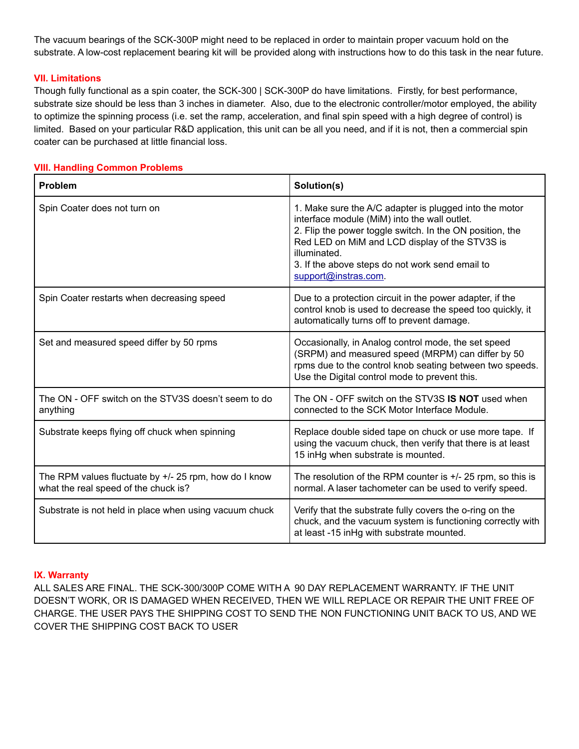The vacuum bearings of the SCK-300P might need to be replaced in order to maintain proper vacuum hold on the substrate. A low-cost replacement bearing kit will be provided along with instructions how to do this task in the near future.

## VII. Limitations

Though fully functional as a spin coater, the SCK-300 | SCK-300P do have limitations. Firstly, for best performance, substrate size should be less than 3 inches in diameter. Also, due to the electronic controller/motor employed, the ability to optimize the spinning process (i.e. set the ramp, acceleration, and final spin speed with a high degree of control) is limited. Based on your particular R&D application, this unit can be all you need, and if it is not, then a commercial spin coater can be purchased at little financial loss.

## VIII. Handling Common Problems

| Problem | Solution(s) |
| --- | --- |
| Spin Coater does not turn on | 1. Make sure the A/C adapter is plugged into the motor interface module (MiM) into the wall outlet.<br>2. Flip the power toggle switch. In the ON position, the Red LED on MiM and LCD display of the STV3S is illuminated.<br>3. If the above steps do not work send email to support@instras.com. |
| Spin Coater restarts when decreasing speed | Due to a protection circuit in the power adapter, if the control knob is used to decrease the speed too quickly, it automatically turns off to prevent damage. |
| Set and measured speed differ by 50 rpms | Occasionally, in Analog control mode, the set speed (SRPM) and measured speed (MRPM) can differ by 50 rpms due to the control knob seating between two speeds. Use the Digital control mode to prevent this. |
| The ON - OFF switch on the STV3S doesn't seem to do anything | The ON - OFF switch on the STV3S **IS NOT** used when connected to the SCK Motor Interface Module. |
| Substrate keeps flying off chuck when spinning | Replace double sided tape on chuck or use more tape. If using the vacuum chuck, then verify that there is at least 15 inHg when substrate is mounted. |
| The RPM values fluctuate by +/- 25 rpm, how do I know what the real speed of the chuck is? | The resolution of the RPM counter is +/- 25 rpm, so this is normal. A laser tachometer can be used to verify speed. |
| Substrate is not held in place when using vacuum chuck | Verify that the substrate fully covers the o-ring on the chuck, and the vacuum system is functioning correctly with at least -15 inHg with substrate mounted. |

## IX. Warranty

ALL SALES ARE FINAL. THE SCK-300/300P COME WITH A 90 DAY REPLACEMENT WARRANTY. IF THE UNIT DOESN'T WORK, OR IS DAMAGED WHEN RECEIVED, THEN WE WILL REPLACE OR REPAIR THE UNIT FREE OF CHARGE. THE USER PAYS THE SHIPPING COST TO SEND THE NON FUNCTIONING UNIT BACK TO US, AND WE COVER THE SHIPPING COST BACK TO USER